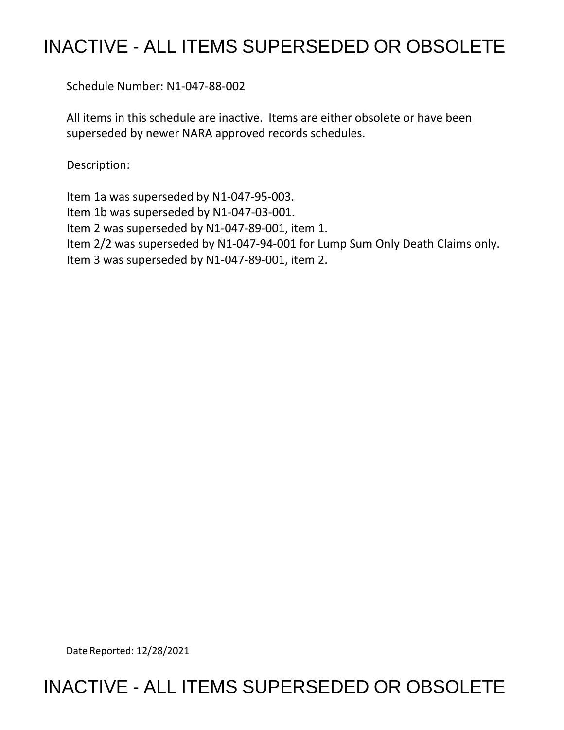# INACTIVE - ALL ITEMS SUPERSEDED OR OBSOLETE

Schedule Number: N1-047-88-002

All items in this schedule are inactive. Items are either obsolete or have been superseded by newer NARA approved records schedules.

Description:

Item 1a was superseded by N1-047-95-003.
Item 1b was superseded by N1-047-03-001.
Item 2 was superseded by N1-047-89-001, item 1.
Item 2/2 was superseded by N1-047-94-001 for Lump Sum Only Death Claims only.
Item 3 was superseded by N1-047-89-001, item 2.

Date Reported: 12/28/2021

# INACTIVE - ALL ITEMS SUPERSEDED OR OBSOLETE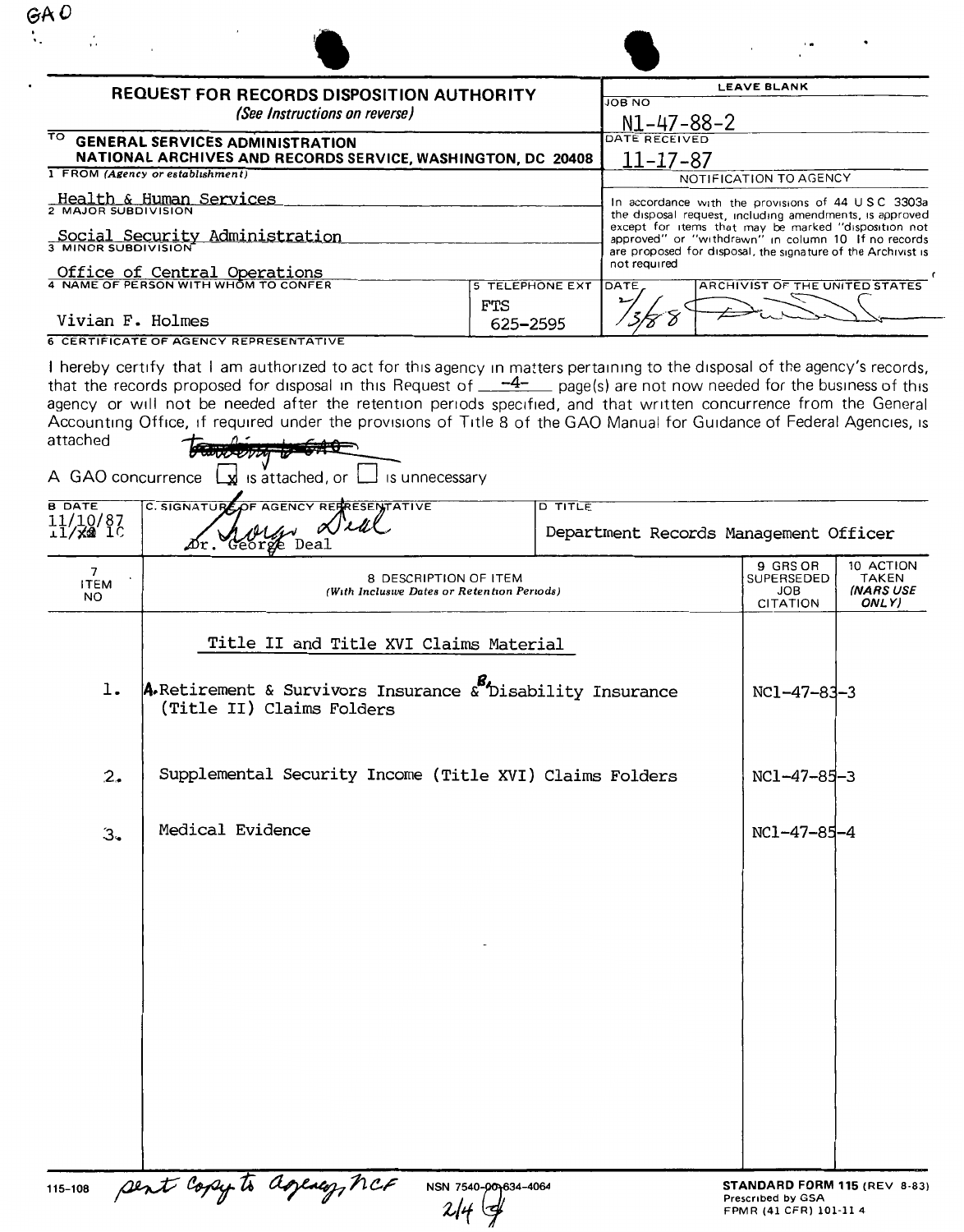GAO

## REQUEST FOR RECORDS DISPOSITION AUTHORITY

*(See Instructions on reverse)*

TO **GENERAL SERVICES ADMINISTRATION**
**NATIONAL ARCHIVES AND RECORDS SERVICE, WASHINGTON, DC 20408**

| LEAVE BLANK | |
|---|---|
| JOB NO | N1-47-88-2 |
| DATE RECEIVED | 11-17-87 |

1 FROM *(Agency or establishment)*
Health & Human Services

2 MAJOR SUBDIVISION
Social Security Administration

3 MINOR SUBDIVISION
Office of Central Operations

4 NAME OF PERSON WITH WHOM TO CONFER
Vivian F. Holmes

5 TELEPHONE EXT
FTS 625-2595

NOTIFICATION TO AGENCY

In accordance with the provisions of 44 U S C 3303a the disposal request, including amendments, is approved except for items that may be marked "disposition not approved" or "withdrawn" in column 10 If no records are proposed for disposal, the signature of the Archivist is not required

DATE: 1/3/88 — ARCHIVIST OF THE UNITED STATES: [signature]

6 CERTIFICATE OF AGENCY REPRESENTATIVE

I hereby certify that I am authorized to act for this agency in matters pertaining to the disposal of the agency's records, that the records proposed for disposal in this Request of ~~4~~ page(s) are not now needed for the business of this agency or will not be needed after the retention periods specified, and that written concurrence from the General Accounting Office, if required under the provisions of Title 8 of the GAO Manual for Guidance of Federal Agencies, is attached ~~pending to GAO~~

A GAO concurrence [x] is attached, or [ ] is unnecessary

| B DATE | C. SIGNATURE OF AGENCY REPRESENTATIVE | D TITLE |
|---|---|---|
| 11/10/87 | Dr. George Deal | Department Records Management Officer |

| 7 ITEM NO | 8 DESCRIPTION OF ITEM *(With Inclusive Dates or Retention Periods)* | 9 GRS OR SUPERSEDED JOB CITATION | 10 ACTION TAKEN *(NARS USE ONLY)* |
|---|---|---|---|
| | Title II and Title XVI Claims Material | | |
| 1. | A. Retirement & Survivors Insurance & B. Disability Insurance (Title II) Claims Folders | NC1-47-83-3 | |
| 2. | Supplemental Security Income (Title XVI) Claims Folders | NC1-47-85-3 | |
| 3. | Medical Evidence | NC1-47-85-4 | |

115-108 sent copy to agency, NCF 2/4

NSN 7540-00-634-4064

**STANDARD FORM 115** (REV 8-83)
Prescribed by GSA
FPMR (41 CFR) 101-11 4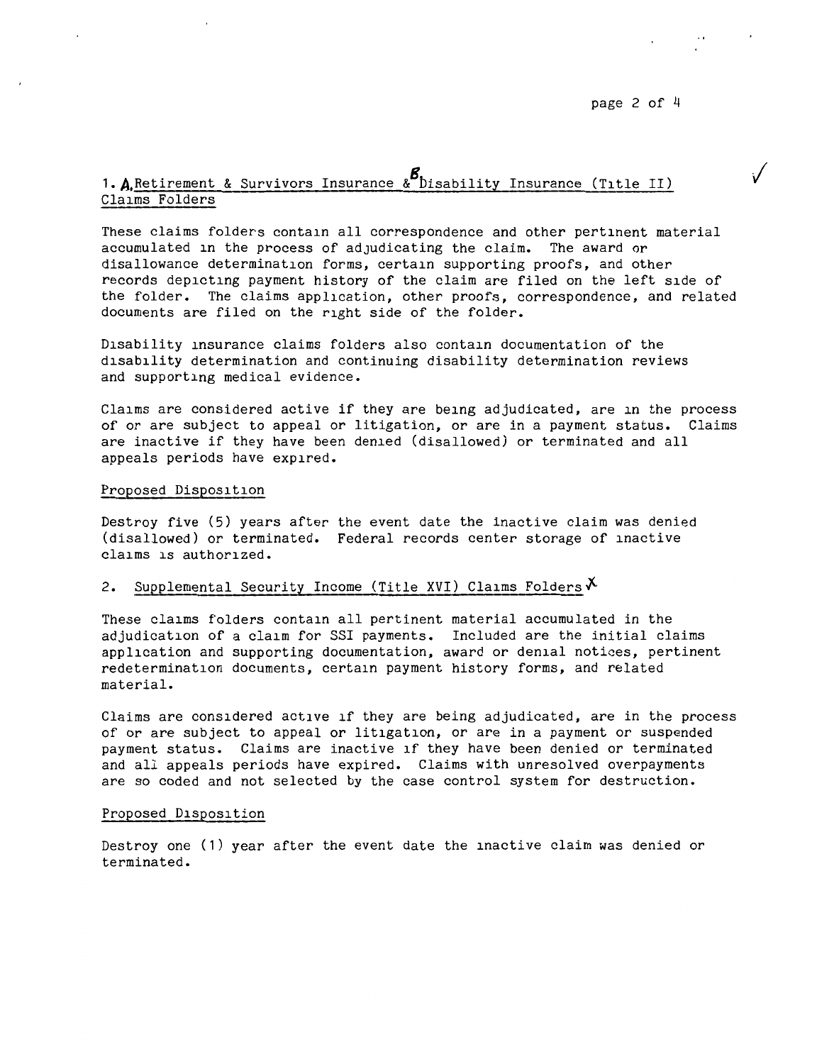1. A. Retirement & Survivors Insurance & B. Disability Insurance (Title II) Claims Folders

These claims folders contain all correspondence and other pertinent material accumulated in the process of adjudicating the claim. The award or disallowance determination forms, certain supporting proofs, and other records depicting payment history of the claim are filed on the left side of the folder. The claims application, other proofs, correspondence, and related documents are filed on the right side of the folder.

Disability insurance claims folders also contain documentation of the disability determination and continuing disability determination reviews and supporting medical evidence.

Claims are considered active if they are being adjudicated, are in the process of or are subject to appeal or litigation, or are in a payment status. Claims are inactive if they have been denied (disallowed) or terminated and all appeals periods have expired.

Proposed Disposition

Destroy five (5) years after the event date the inactive claim was denied (disallowed) or terminated. Federal records center storage of inactive claims is authorized.

2. Supplemental Security Income (Title XVI) Claims Folders

These claims folders contain all pertinent material accumulated in the adjudication of a claim for SSI payments. Included are the initial claims application and supporting documentation, award or denial notices, pertinent redetermination documents, certain payment history forms, and related material.

Claims are considered active if they are being adjudicated, are in the process of or are subject to appeal or litigation, or are in a payment or suspended payment status. Claims are inactive if they have been denied or terminated and all appeals periods have expired. Claims with unresolved overpayments are so coded and not selected by the case control system for destruction.

Proposed Disposition

Destroy one (1) year after the event date the inactive claim was denied or terminated.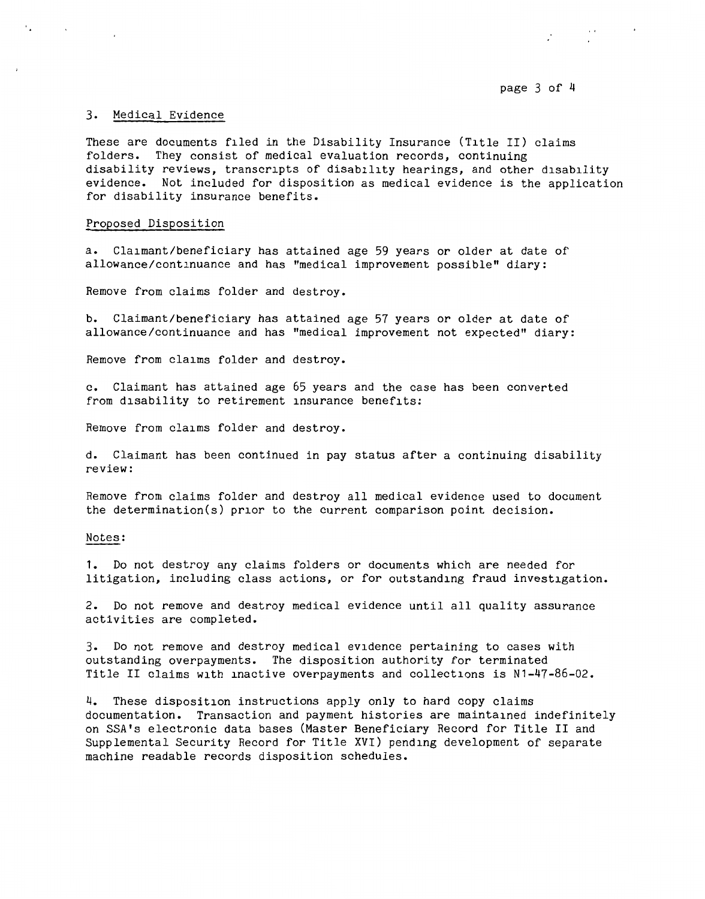## 3. Medical Evidence

These are documents filed in the Disability Insurance (Title II) claims folders. They consist of medical evaluation records, continuing disability reviews, transcripts of disability hearings, and other disability evidence. Not included for disposition as medical evidence is the application for disability insurance benefits.

### Proposed Disposition

a. Claimant/beneficiary has attained age 59 years or older at date of allowance/continuance and has "medical improvement possible" diary:

Remove from claims folder and destroy.

b. Claimant/beneficiary has attained age 57 years or older at date of allowance/continuance and has "medical improvement not expected" diary:

Remove from claims folder and destroy.

c. Claimant has attained age 65 years and the case has been converted from disability to retirement insurance benefits:

Remove from claims folder and destroy.

d. Claimant has been continued in pay status after a continuing disability review:

Remove from claims folder and destroy all medical evidence used to document the determination(s) prior to the current comparison point decision.

### Notes:

1. Do not destroy any claims folders or documents which are needed for litigation, including class actions, or for outstanding fraud investigation.

2. Do not remove and destroy medical evidence until all quality assurance activities are completed.

3. Do not remove and destroy medical evidence pertaining to cases with outstanding overpayments. The disposition authority for terminated Title II claims with inactive overpayments and collections is N1-47-86-02.

4. These disposition instructions apply only to hard copy claims documentation. Transaction and payment histories are maintained indefinitely on SSA's electronic data bases (Master Beneficiary Record for Title II and Supplemental Security Record for Title XVI) pending development of separate machine readable records disposition schedules.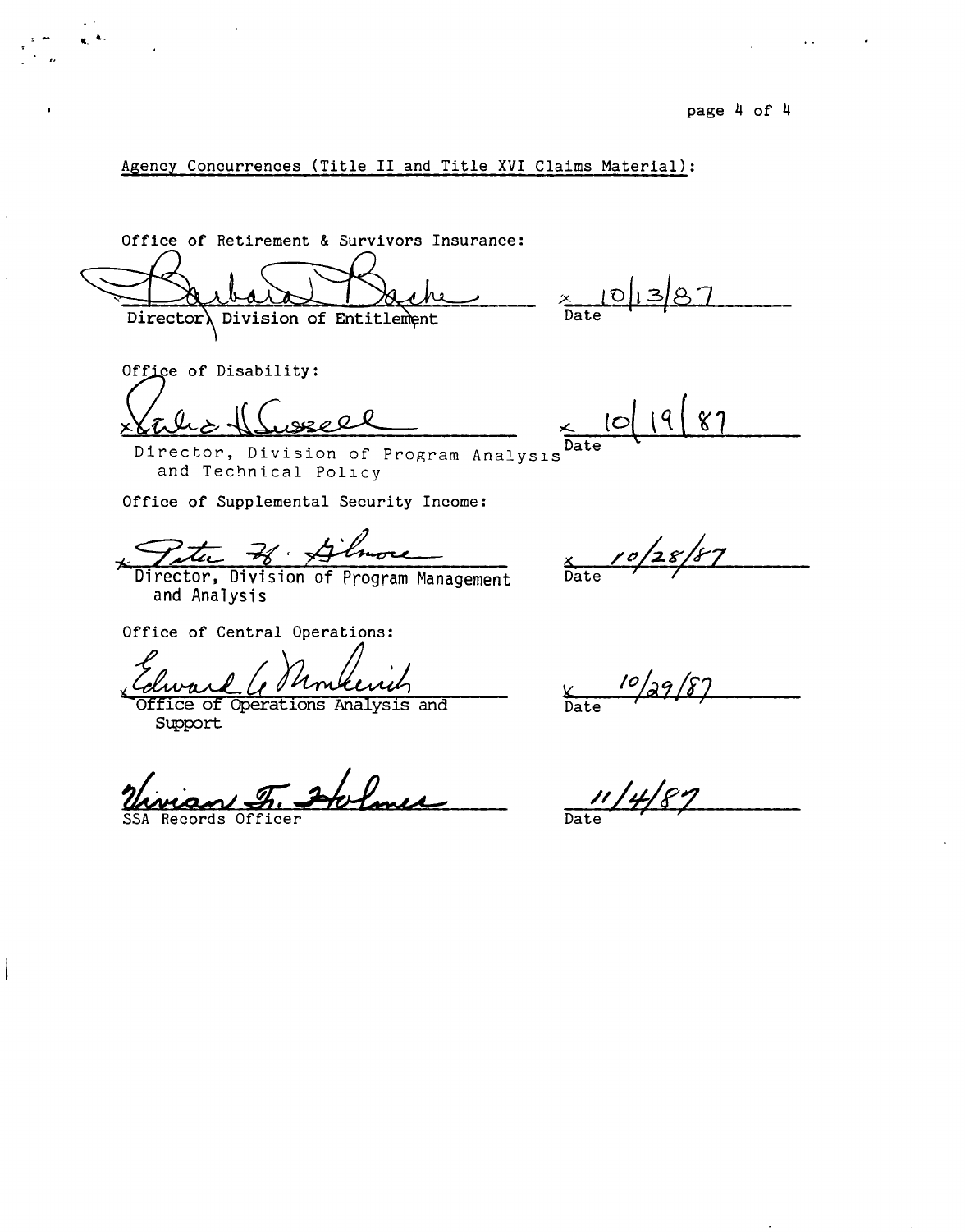Agency Concurrences (Title II and Title XVI Claims Material):

Office of Retirement & Survivors Insurance:

Barbara Bache
Director, Division of Entitlement

x 10/13/87
Date

Office of Disability:

x Ethel H Russell
Director, Division of Program Analysis and Technical Policy

x 10/19/87
Date

Office of Supplemental Security Income:

x Peter H. Gilmore
Director, Division of Program Management and Analysis

x 10/28/87
Date

Office of Central Operations:

x Edward G. Mrnkevich
Office of Operations Analysis and Support

x 10/29/87
Date

Vivian T. Holmes
SSA Records Officer

11/4/87
Date